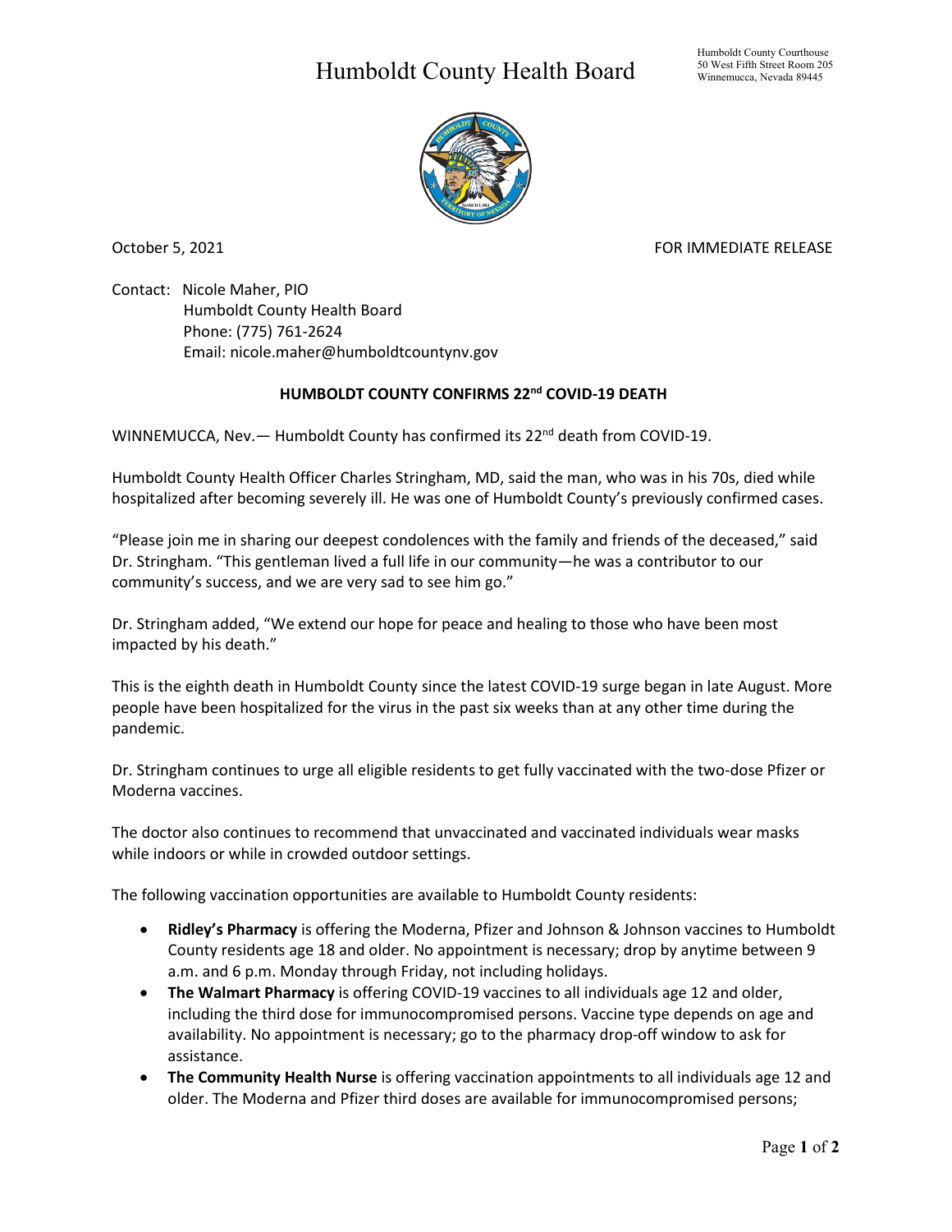# Humboldt County Health Board

Humboldt County Courthouse
50 West Fifth Street Room 205
Winnemucca, Nevada 89445

October 5, 2021

FOR IMMEDIATE RELEASE

Contact: Nicole Maher, PIO
Humboldt County Health Board
Phone: (775) 761-2624
Email: nicole.maher@humboldtcountynv.gov

## HUMBOLDT COUNTY CONFIRMS 22nd COVID-19 DEATH

WINNEMUCCA, Nev.— Humboldt County has confirmed its 22nd death from COVID-19.

Humboldt County Health Officer Charles Stringham, MD, said the man, who was in his 70s, died while hospitalized after becoming severely ill. He was one of Humboldt County's previously confirmed cases.

"Please join me in sharing our deepest condolences with the family and friends of the deceased," said Dr. Stringham. "This gentleman lived a full life in our community—he was a contributor to our community's success, and we are very sad to see him go."

Dr. Stringham added, "We extend our hope for peace and healing to those who have been most impacted by his death."

This is the eighth death in Humboldt County since the latest COVID-19 surge began in late August. More people have been hospitalized for the virus in the past six weeks than at any other time during the pandemic.

Dr. Stringham continues to urge all eligible residents to get fully vaccinated with the two-dose Pfizer or Moderna vaccines.

The doctor also continues to recommend that unvaccinated and vaccinated individuals wear masks while indoors or while in crowded outdoor settings.

The following vaccination opportunities are available to Humboldt County residents:

- **Ridley's Pharmacy** is offering the Moderna, Pfizer and Johnson & Johnson vaccines to Humboldt County residents age 18 and older. No appointment is necessary; drop by anytime between 9 a.m. and 6 p.m. Monday through Friday, not including holidays.
- **The Walmart Pharmacy** is offering COVID-19 vaccines to all individuals age 12 and older, including the third dose for immunocompromised persons. Vaccine type depends on age and availability. No appointment is necessary; go to the pharmacy drop-off window to ask for assistance.
- **The Community Health Nurse** is offering vaccination appointments to all individuals age 12 and older. The Moderna and Pfizer third doses are available for immunocompromised persons;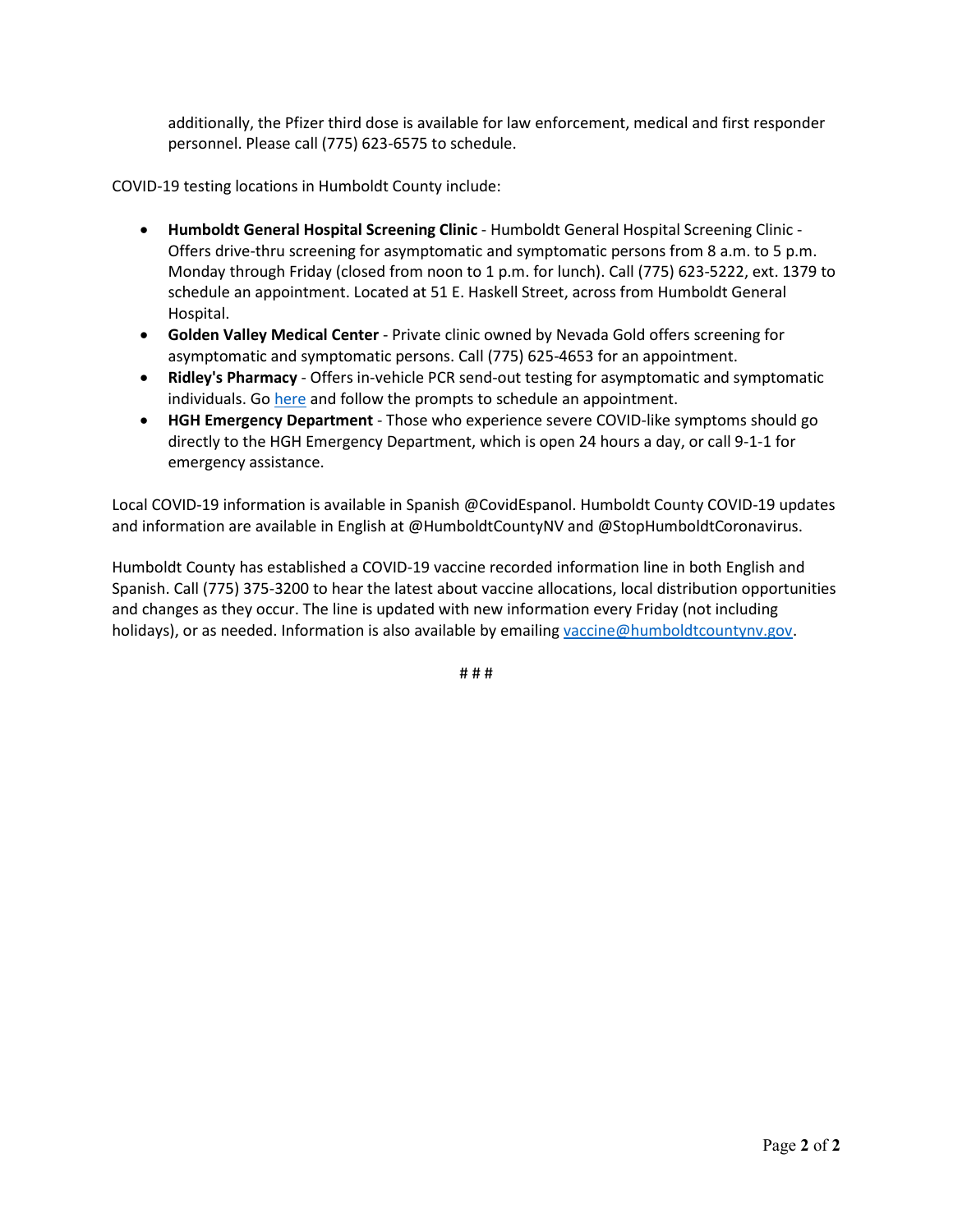additionally, the Pfizer third dose is available for law enforcement, medical and first responder personnel. Please call (775) 623-6575 to schedule.

COVID-19 testing locations in Humboldt County include:

- **Humboldt General Hospital Screening Clinic** - Humboldt General Hospital Screening Clinic - Offers drive-thru screening for asymptomatic and symptomatic persons from 8 a.m. to 5 p.m. Monday through Friday (closed from noon to 1 p.m. for lunch). Call (775) 623-5222, ext. 1379 to schedule an appointment. Located at 51 E. Haskell Street, across from Humboldt General Hospital.
- **Golden Valley Medical Center** - Private clinic owned by Nevada Gold offers screening for asymptomatic and symptomatic persons. Call (775) 625-4653 for an appointment.
- **Ridley's Pharmacy** - Offers in-vehicle PCR send-out testing for asymptomatic and symptomatic individuals. Go here and follow the prompts to schedule an appointment.
- **HGH Emergency Department** - Those who experience severe COVID-like symptoms should go directly to the HGH Emergency Department, which is open 24 hours a day, or call 9-1-1 for emergency assistance.

Local COVID-19 information is available in Spanish @CovidEspanol. Humboldt County COVID-19 updates and information are available in English at @HumboldtCountyNV and @StopHumboldtCoronavirus.

Humboldt County has established a COVID-19 vaccine recorded information line in both English and Spanish. Call (775) 375-3200 to hear the latest about vaccine allocations, local distribution opportunities and changes as they occur. The line is updated with new information every Friday (not including holidays), or as needed. Information is also available by emailing vaccine@humboldtcountynv.gov.

# # #